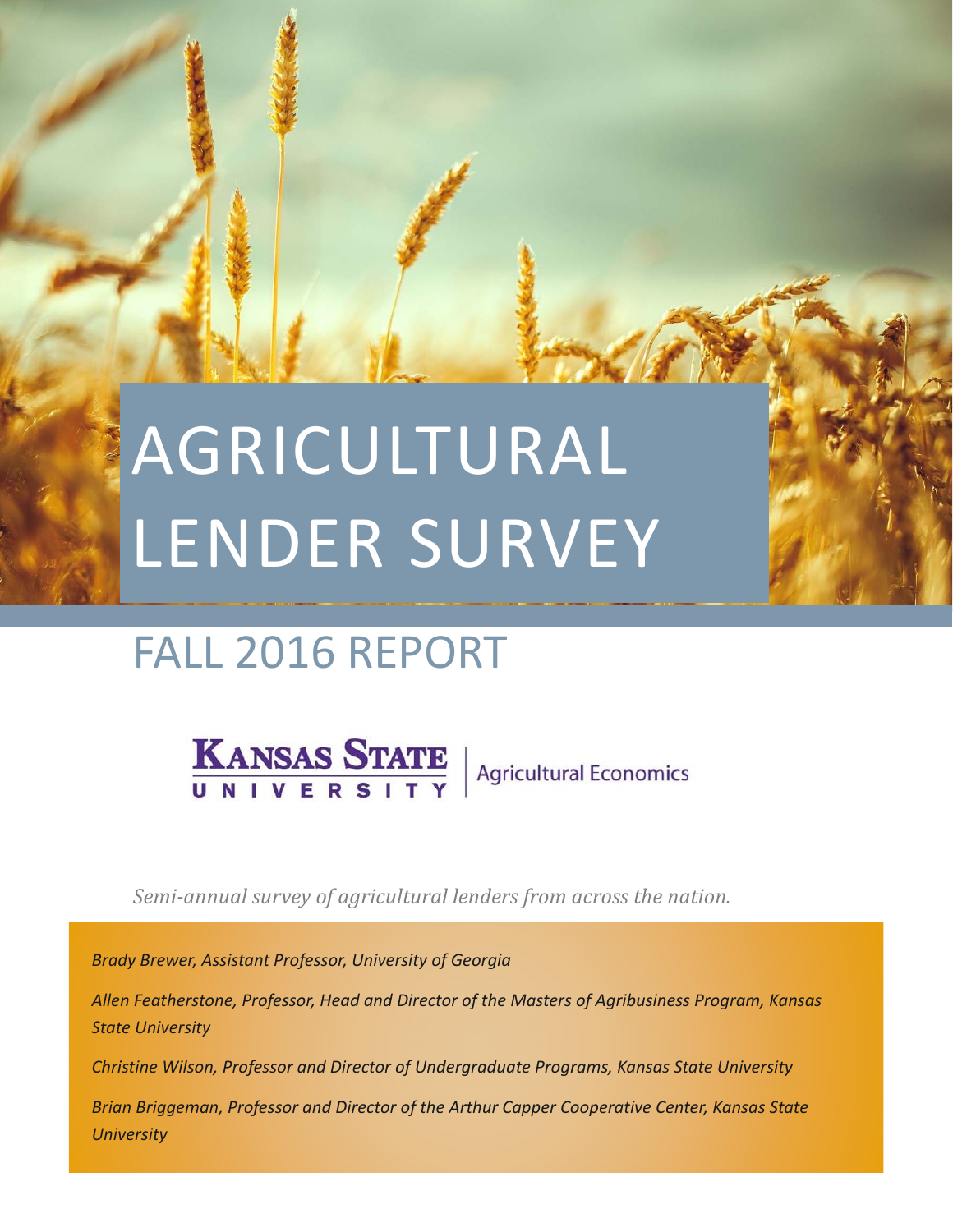# AGRICULTURAL LENDER SURVEY

## FALL 2016 REPORT

Kansas State University | Agricultural Economics

*Semi-annual survey of agricultural lenders from across the nation.*

*Brady Brewer, Assistant Professor, University of Georgia*

*Allen Featherstone, Professor, Head and Director of the Masters of Agribusiness Program, Kansas State University*

*Christine Wilson, Professor and Director of Undergraduate Programs, Kansas State University*

*Brian Briggeman, Professor and Director of the Arthur Capper Cooperative Center, Kansas State University*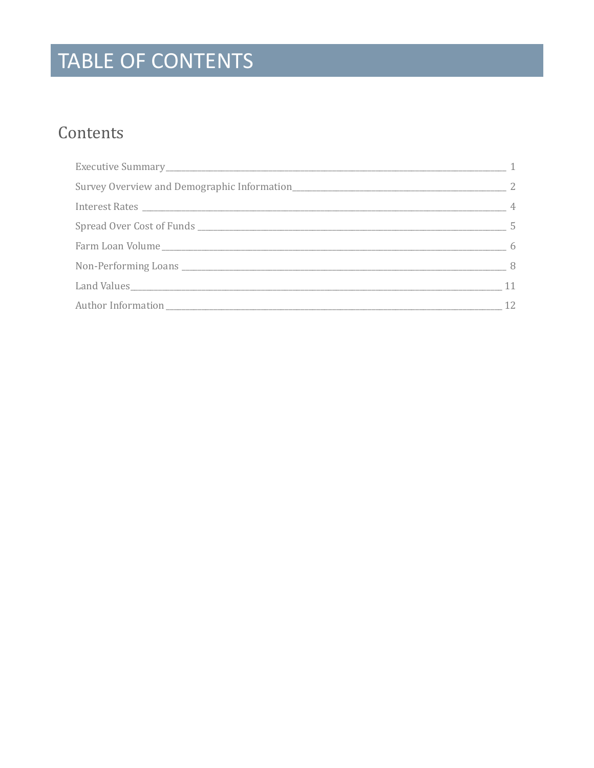# TABLE OF CONTENTS

## Contents

- Executive Summary — 1
- Survey Overview and Demographic Information — 2
- Interest Rates — 4
- Spread Over Cost of Funds — 5
- Farm Loan Volume — 6
- Non-Performing Loans — 8
- Land Values — 11
- Author Information — 12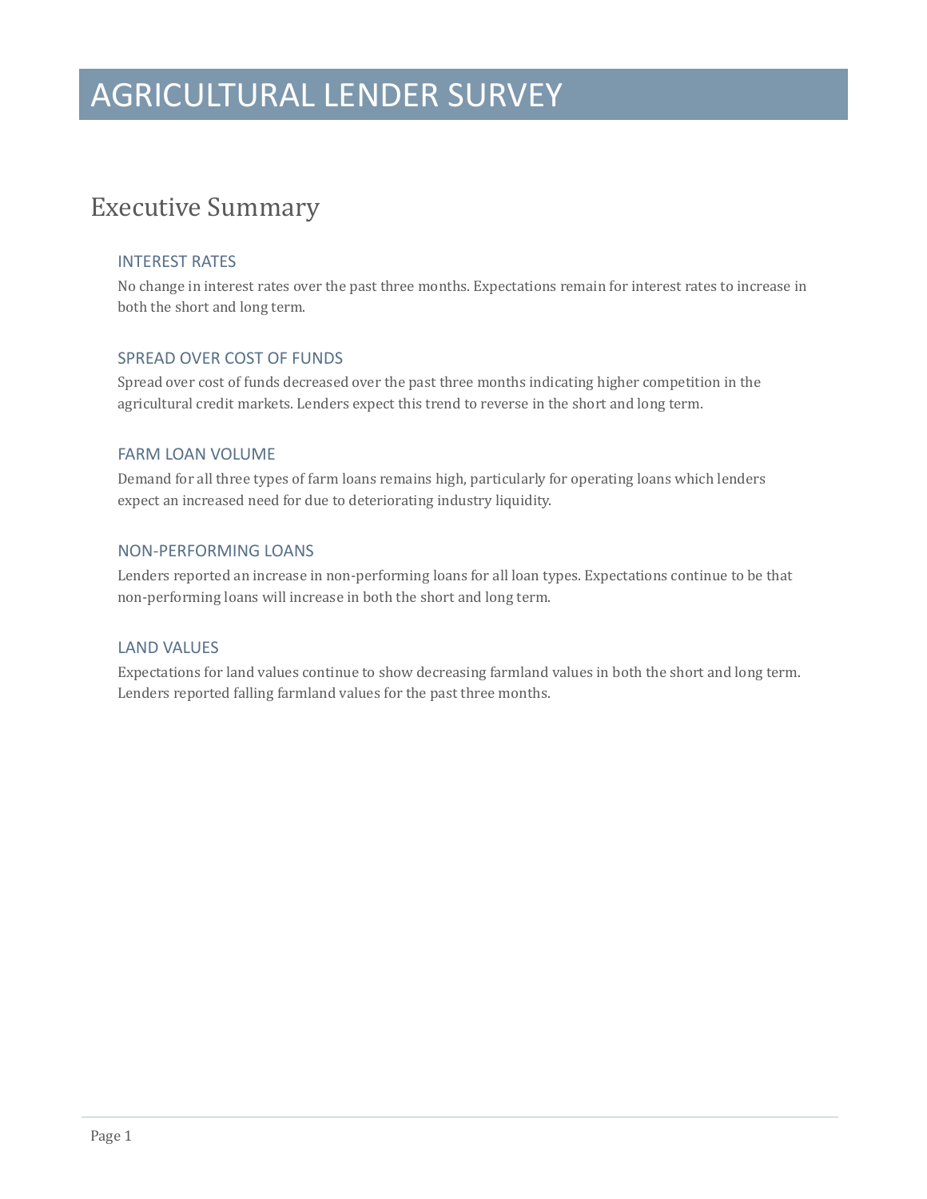# AGRICULTURAL LENDER SURVEY

## Executive Summary

### INTEREST RATES

No change in interest rates over the past three months. Expectations remain for interest rates to increase in both the short and long term.

### SPREAD OVER COST OF FUNDS

Spread over cost of funds decreased over the past three months indicating higher competition in the agricultural credit markets. Lenders expect this trend to reverse in the short and long term.

### FARM LOAN VOLUME

Demand for all three types of farm loans remains high, particularly for operating loans which lenders expect an increased need for due to deteriorating industry liquidity.

### NON-PERFORMING LOANS

Lenders reported an increase in non-performing loans for all loan types. Expectations continue to be that non-performing loans will increase in both the short and long term.

### LAND VALUES

Expectations for land values continue to show decreasing farmland values in both the short and long term. Lenders reported falling farmland values for the past three months.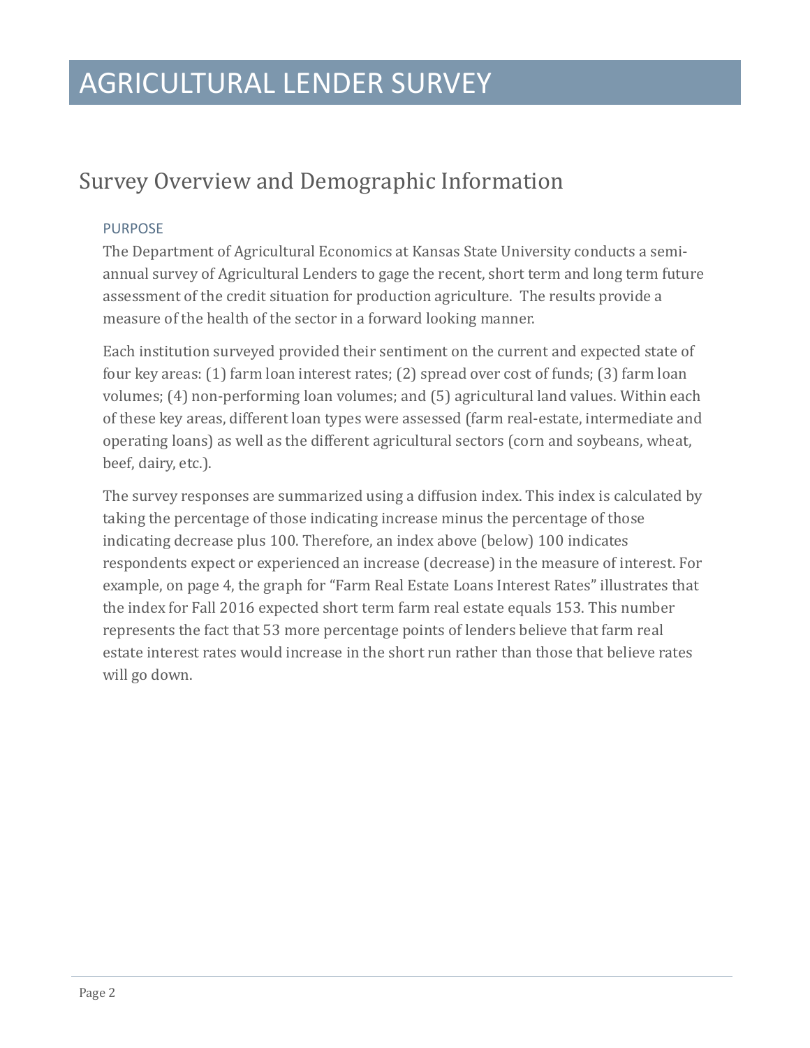# AGRICULTURAL LENDER SURVEY

## Survey Overview and Demographic Information

### PURPOSE

The Department of Agricultural Economics at Kansas State University conducts a semi-annual survey of Agricultural Lenders to gage the recent, short term and long term future assessment of the credit situation for production agriculture. The results provide a measure of the health of the sector in a forward looking manner.

Each institution surveyed provided their sentiment on the current and expected state of four key areas: (1) farm loan interest rates; (2) spread over cost of funds; (3) farm loan volumes; (4) non-performing loan volumes; and (5) agricultural land values. Within each of these key areas, different loan types were assessed (farm real-estate, intermediate and operating loans) as well as the different agricultural sectors (corn and soybeans, wheat, beef, dairy, etc.).

The survey responses are summarized using a diffusion index. This index is calculated by taking the percentage of those indicating increase minus the percentage of those indicating decrease plus 100. Therefore, an index above (below) 100 indicates respondents expect or experienced an increase (decrease) in the measure of interest. For example, on page 4, the graph for "Farm Real Estate Loans Interest Rates" illustrates that the index for Fall 2016 expected short term farm real estate equals 153. This number represents the fact that 53 more percentage points of lenders believe that farm real estate interest rates would increase in the short run rather than those that believe rates will go down.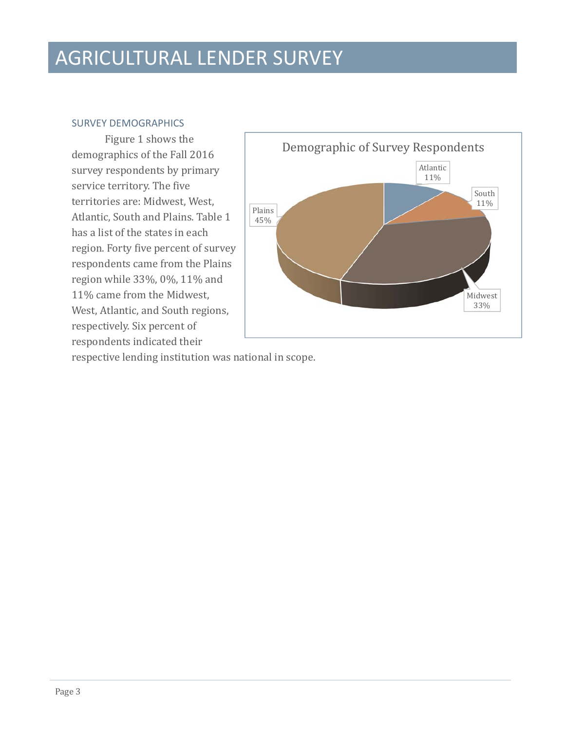# AGRICULTURAL LENDER SURVEY

## SURVEY DEMOGRAPHICS

Figure 1 shows the demographics of the Fall 2016 survey respondents by primary service territory. The five territories are: Midwest, West, Atlantic, South and Plains. Table 1 has a list of the states in each region. Forty five percent of survey respondents came from the Plains region while 33%, 0%, 11% and 11% came from the Midwest, West, Atlantic, and South regions, respectively. Six percent of respondents indicated their respective lending institution was national in scope.

Demographic of Survey Respondents

| Region | Percent |
|---|---|
| Atlantic | 11% |
| South | 11% |
| Midwest | 33% |
| Plains | 45% |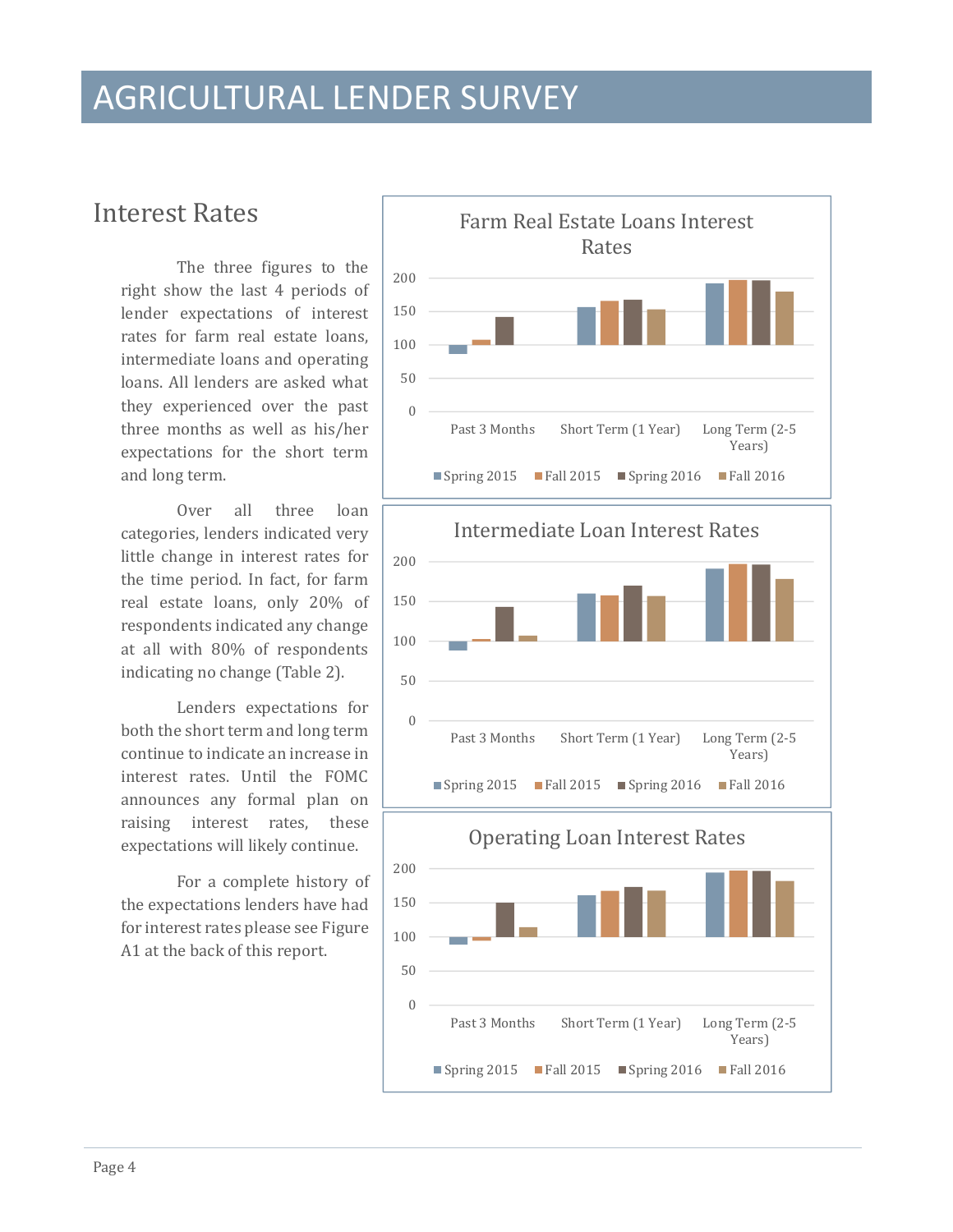# AGRICULTURAL LENDER SURVEY

## Interest Rates

The three figures to the right show the last 4 periods of lender expectations of interest rates for farm real estate loans, intermediate loans and operating loans. All lenders are asked what they experienced over the past three months as well as his/her expectations for the short term and long term.

Over all three loan categories, lenders indicated very little change in interest rates for the time period. In fact, for farm real estate loans, only 20% of respondents indicated any change at all with 80% of respondents indicating no change (Table 2).

Lenders expectations for both the short term and long term continue to indicate an increase in interest rates. Until the FOMC announces any formal plan on raising interest rates, these expectations will likely continue.

For a complete history of the expectations lenders have had for interest rates please see Figure A1 at the back of this report.

**Farm Real Estate Loans Interest Rates**

Categories: Past 3 Months; Short Term (1 Year); Long Term (2-5 Years)

Legend: Spring 2015, Fall 2015, Spring 2016, Fall 2016

**Intermediate Loan Interest Rates**

Categories: Past 3 Months; Short Term (1 Year); Long Term (2-5 Years)

Legend: Spring 2015, Fall 2015, Spring 2016, Fall 2016

**Operating Loan Interest Rates**

Categories: Past 3 Months; Short Term (1 Year); Long Term (2-5 Years)

Legend: Spring 2015, Fall 2015, Spring 2016, Fall 2016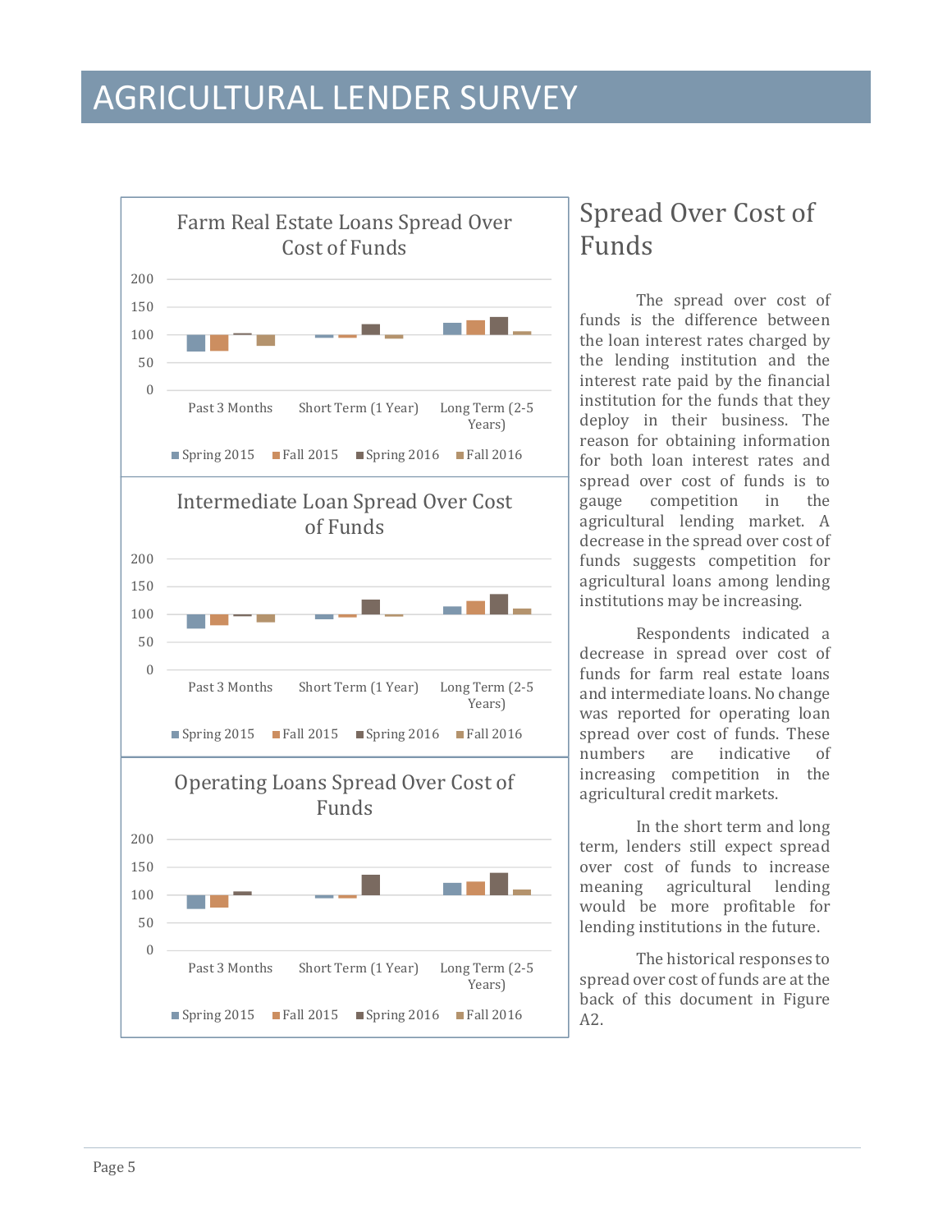# AGRICULTURAL LENDER SURVEY

## Spread Over Cost of Funds

The spread over cost of funds is the difference between the loan interest rates charged by the lending institution and the interest rate paid by the financial institution for the funds that they deploy in their business. The reason for obtaining information for both loan interest rates and spread over cost of funds is to gauge competition in the agricultural lending market. A decrease in the spread over cost of funds suggests competition for agricultural loans among lending institutions may be increasing.

Respondents indicated a decrease in spread over cost of funds for farm real estate loans and intermediate loans. No change was reported for operating loan spread over cost of funds. These numbers are indicative of increasing competition in the agricultural credit markets.

In the short term and long term, lenders still expect spread over cost of funds to increase meaning agricultural lending would be more profitable for lending institutions in the future.

The historical responses to spread over cost of funds are at the back of this document in Figure A2.

Farm Real Estate Loans Spread Over Cost of Funds

Intermediate Loan Spread Over Cost of Funds

Operating Loans Spread Over Cost of Funds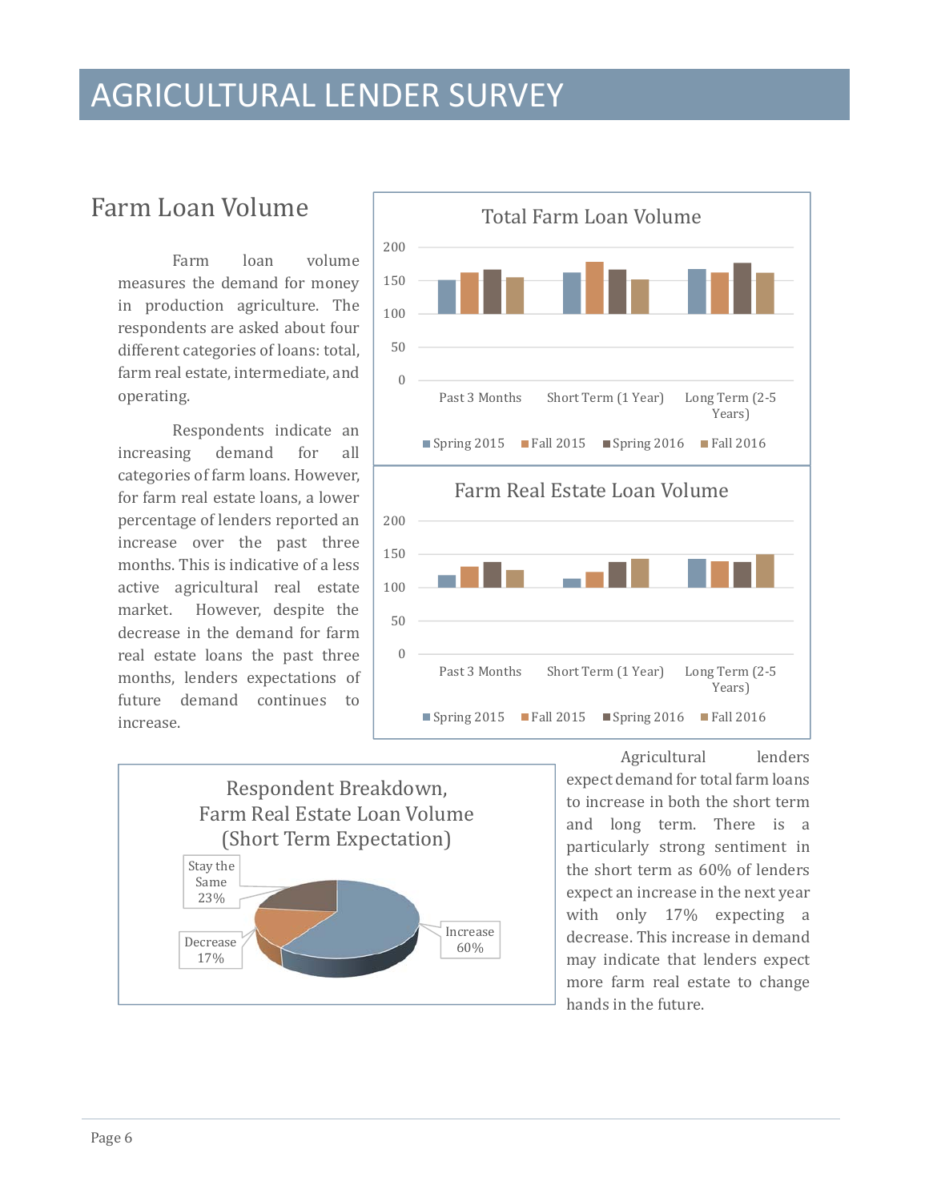# AGRICULTURAL LENDER SURVEY

## Farm Loan Volume

Farm loan volume measures the demand for money in production agriculture. The respondents are asked about four different categories of loans: total, farm real estate, intermediate, and operating.

Respondents indicate an increasing demand for all categories of farm loans. However, for farm real estate loans, a lower percentage of lenders reported an increase over the past three months. This is indicative of a less active agricultural real estate market. However, despite the decrease in the demand for farm real estate loans the past three months, lenders expectations of future demand continues to increase.

Agricultural lenders expect demand for total farm loans to increase in both the short term and long term. There is a particularly strong sentiment in the short term as 60% of lenders expect an increase in the next year with only 17% expecting a decrease. This increase in demand may indicate that lenders expect more farm real estate to change hands in the future.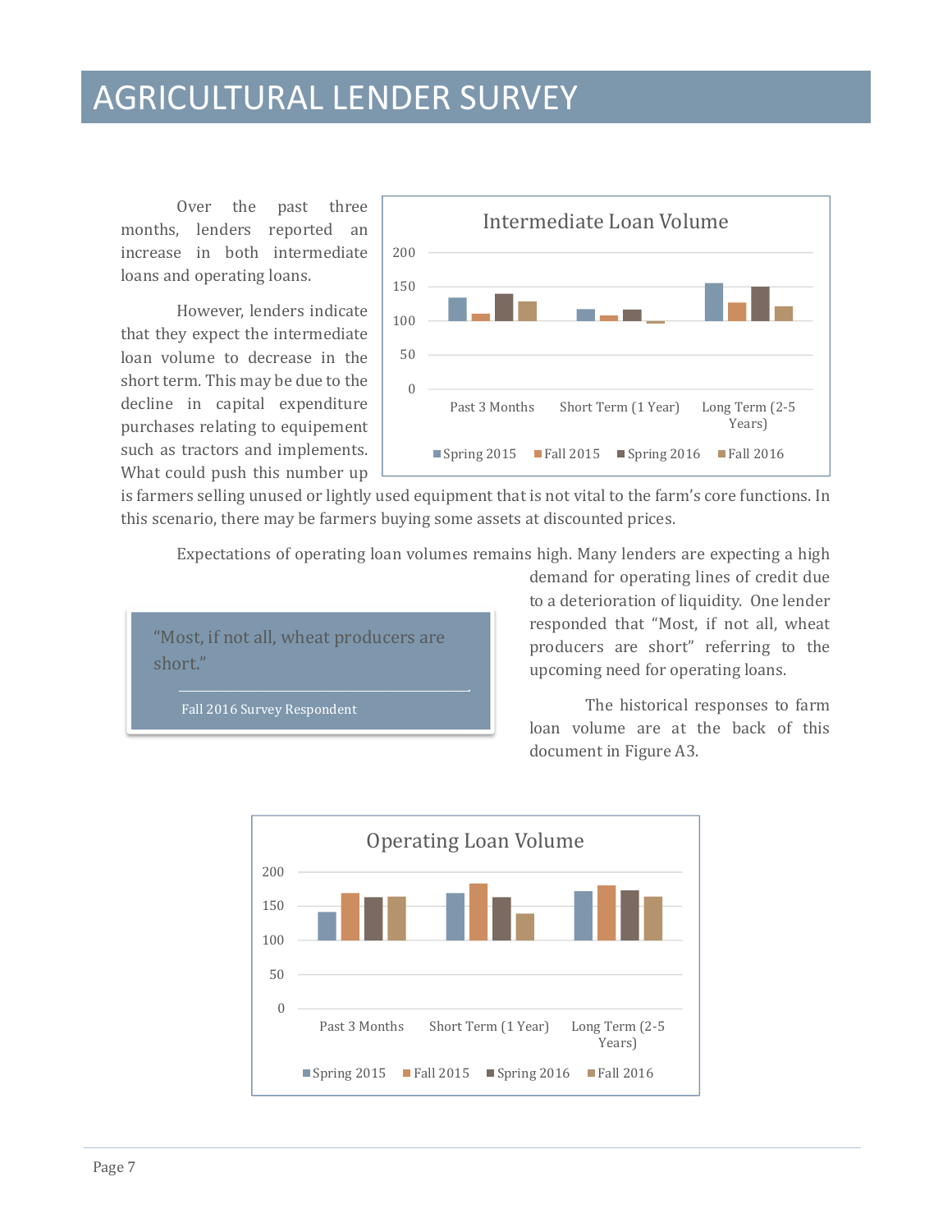# AGRICULTURAL LENDER SURVEY

Over the past three months, lenders reported an increase in both intermediate loans and operating loans.

However, lenders indicate that they expect the intermediate loan volume to decrease in the short term. This may be due to the decline in capital expenditure purchases relating to equipement such as tractors and implements. What could push this number up is farmers selling unused or lightly used equipment that is not vital to the farm's core functions. In this scenario, there may be farmers buying some assets at discounted prices.

Intermediate Loan Volume

Expectations of operating loan volumes remains high. Many lenders are expecting a high demand for operating lines of credit due to a deterioration of liquidity. One lender responded that "Most, if not all, wheat producers are short" referring to the upcoming need for operating loans.

> "Most, if not all, wheat producers are short."
>
> Fall 2016 Survey Respondent

The historical responses to farm loan volume are at the back of this document in Figure A3.

Operating Loan Volume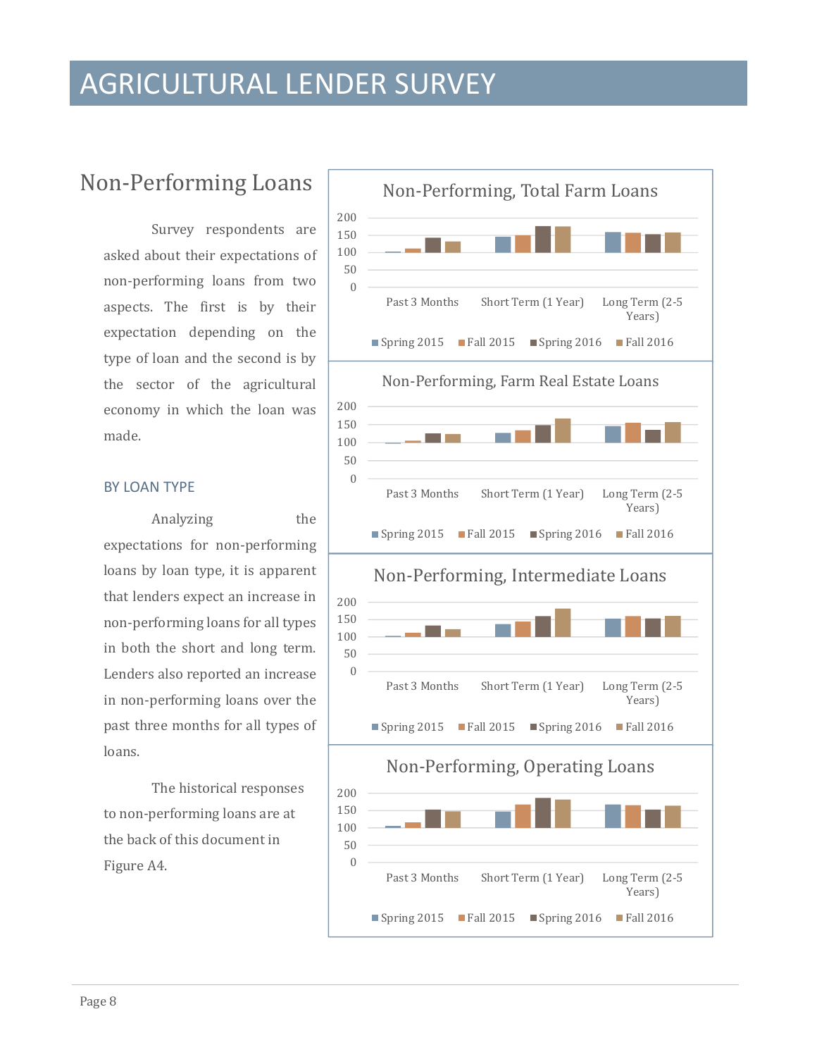# AGRICULTURAL LENDER SURVEY

## Non-Performing Loans

Survey respondents are asked about their expectations of non-performing loans from two aspects. The first is by their expectation depending on the type of loan and the second is by the sector of the agricultural economy in which the loan was made.

### BY LOAN TYPE

Analyzing the expectations for non-performing loans by loan type, it is apparent that lenders expect an increase in non-performing loans for all types in both the short and long term. Lenders also reported an increase in non-performing loans over the past three months for all types of loans.

The historical responses to non-performing loans are at the back of this document in Figure A4.

**Non-Performing, Total Farm Loans**

**Non-Performing, Farm Real Estate Loans**

**Non-Performing, Intermediate Loans**

**Non-Performing, Operating Loans**

(Each chart: y-axis 0–200; categories Past 3 Months, Short Term (1 Year), Long Term (2-5 Years); series Spring 2015, Fall 2015, Spring 2016, Fall 2016)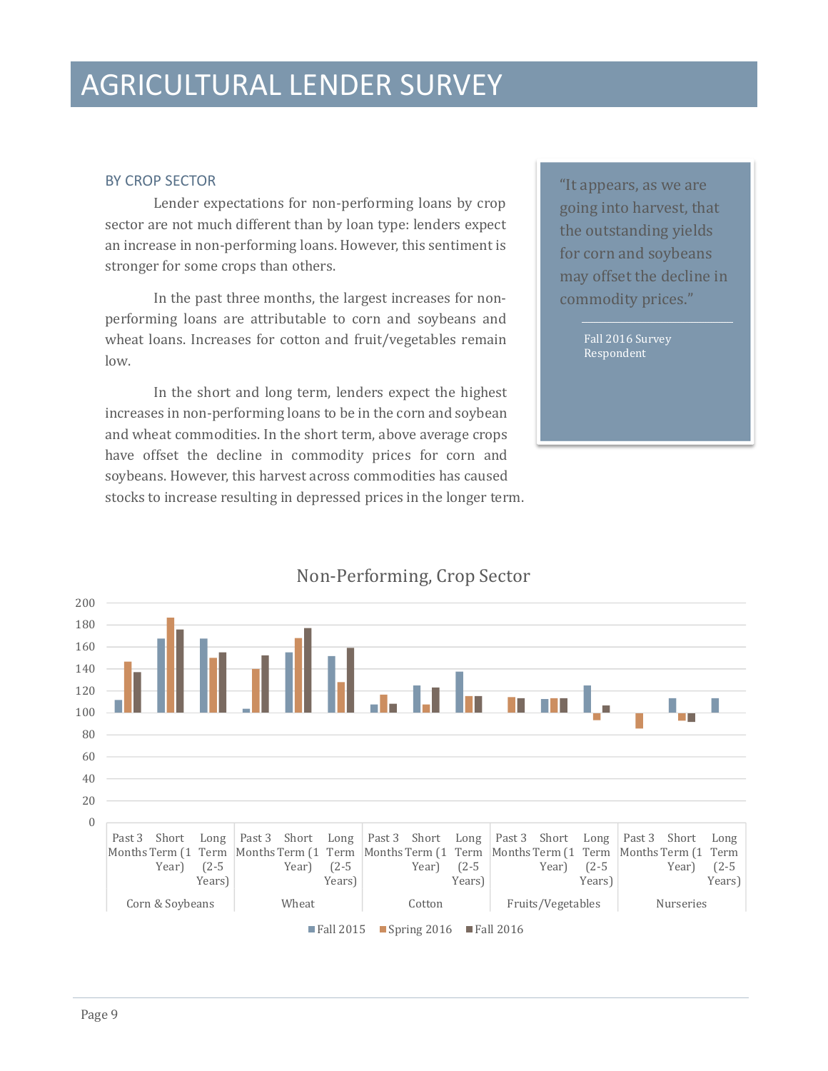# AGRICULTURAL LENDER SURVEY

### BY CROP SECTOR

Lender expectations for non-performing loans by crop sector are not much different than by loan type: lenders expect an increase in non-performing loans. However, this sentiment is stronger for some crops than others.

In the past three months, the largest increases for non-performing loans are attributable to corn and soybeans and wheat loans. Increases for cotton and fruit/vegetables remain low.

In the short and long term, lenders expect the highest increases in non-performing loans to be in the corn and soybean and wheat commodities. In the short term, above average crops have offset the decline in commodity prices for corn and soybeans. However, this harvest across commodities has caused stocks to increase resulting in depressed prices in the longer term.

> "It appears, as we are going into harvest, that the outstanding yields for corn and soybeans may offset the decline in commodity prices."
>
> Fall 2016 Survey Respondent

**Non-Performing, Crop Sector**

Chart categories: Corn & Soybeans, Wheat, Cotton, Fruits/Vegetables, Nurseries — each with Past 3 Months, Short Term (1 Year), Long Term (2-5 Years). Series: Fall 2015, Spring 2016, Fall 2016. Y-axis: 0–200.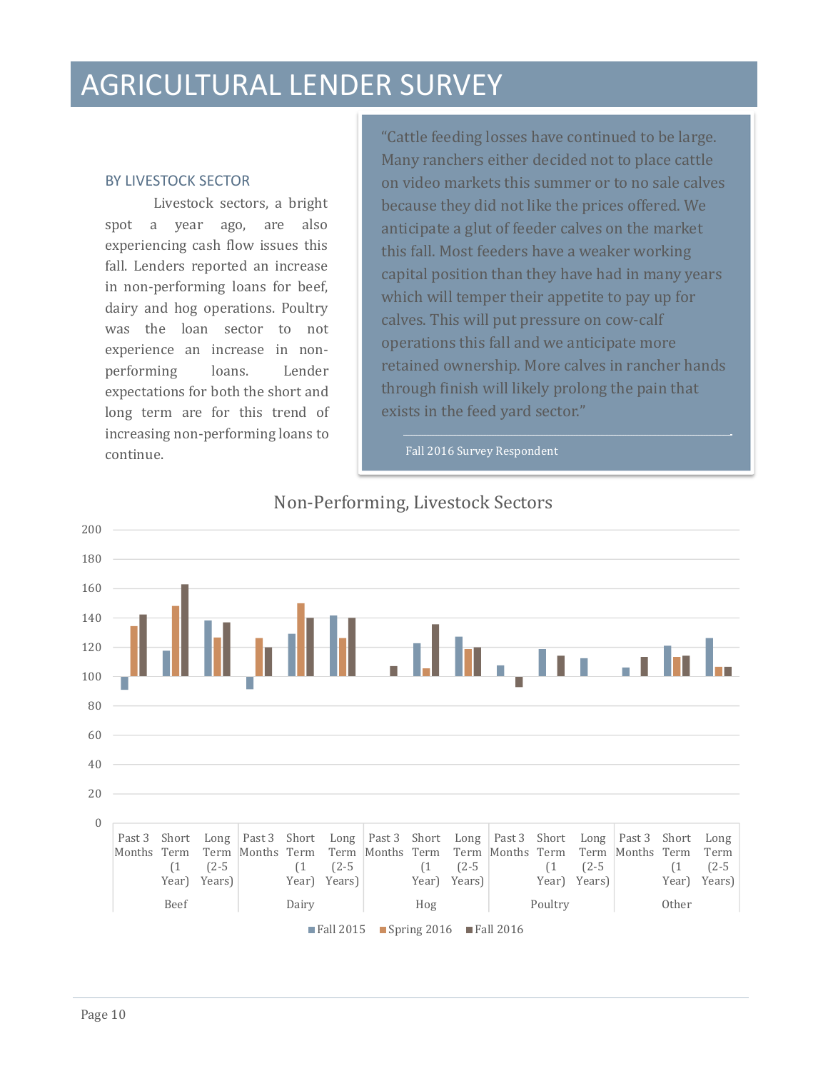# AGRICULTURAL LENDER SURVEY

### BY LIVESTOCK SECTOR

Livestock sectors, a bright spot a year ago, are also experiencing cash flow issues this fall. Lenders reported an increase in non-performing loans for beef, dairy and hog operations. Poultry was the loan sector to not experience an increase in non-performing loans. Lender expectations for both the short and long term are for this trend of increasing non-performing loans to continue.

> "Cattle feeding losses have continued to be large. Many ranchers either decided not to place cattle on video markets this summer or to no sale calves because they did not like the prices offered. We anticipate a glut of feeder calves on the market this fall. Most feeders have a weaker working capital position than they have had in many years which will temper their appetite to pay up for calves. This will put pressure on cow-calf operations this fall and we anticipate more retained ownership. More calves in rancher hands through finish will likely prolong the pain that exists in the feed yard sector."
>
> Fall 2016 Survey Respondent

Non-Performing, Livestock Sectors

| Sector | Period | Fall 2015 | Spring 2016 | Fall 2016 |
|---|---|---|---|---|
| Beef | Past 3 Months | 91 | 134 | 142 |
| Beef | Short Term (1 Year) | 118 | 148 | 163 |
| Beef | Long Term (2-5 Years) | 138 | 127 | 137 |
| Dairy | Past 3 Months | 91 | 126 | 120 |
| Dairy | Short Term (1 Year) | 129 | 150 | 140 |
| Dairy | Long Term (2-5 Years) | 142 | 126 | 140 |
| Hog | Past 3 Months | | | 107 |
| Hog | Short Term (1 Year) | 123 | 106 | 136 |
| Hog | Long Term (2-5 Years) | 127 | 119 | 120 |
| Poultry | Past 3 Months | 107 | | 93 |
| Poultry | Short Term (1 Year) | 119 | | 114 |
| Poultry | Long Term (2-5 Years) | 112 | | |
| Other | Past 3 Months | 106 | | 113 |
| Other | Short Term (1 Year) | 121 | 113 | 114 |
| Other | Long Term (2-5 Years) | 126 | 107 | 107 |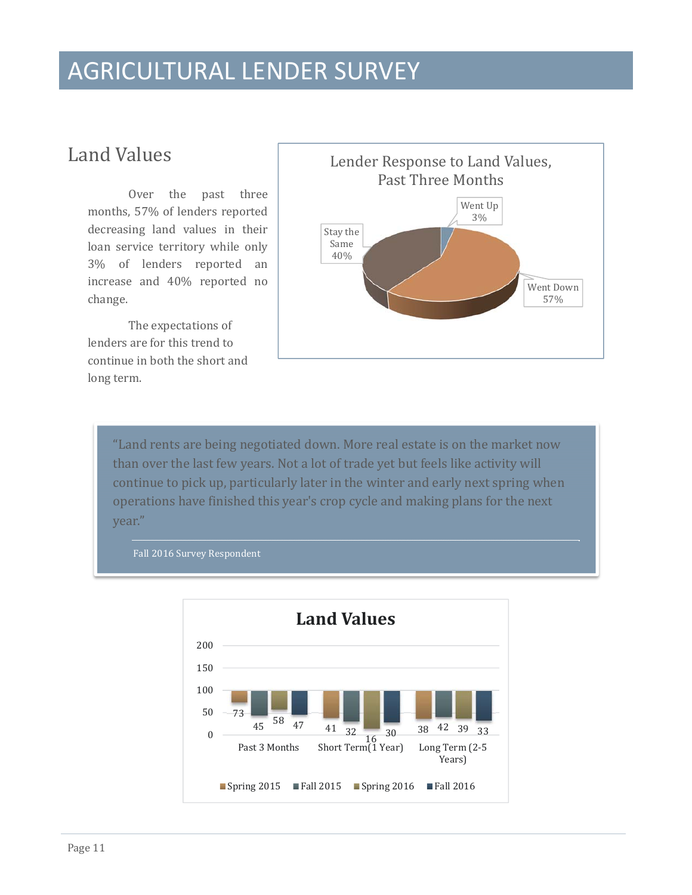# AGRICULTURAL LENDER SURVEY

## Land Values

Over the past three months, 57% of lenders reported decreasing land values in their loan service territory while only 3% of lenders reported an increase and 40% reported no change.

The expectations of lenders are for this trend to continue in both the short and long term.

**Lender Response to Land Values, Past Three Months**

| Response | Percent |
|---|---|
| Went Up | 3% |
| Stay the Same | 40% |
| Went Down | 57% |

> "Land rents are being negotiated down. More real estate is on the market now than over the last few years. Not a lot of trade yet but feels like activity will continue to pick up, particularly later in the winter and early next spring when operations have finished this year's crop cycle and making plans for the next year."
>
> Fall 2016 Survey Respondent

**Land Values**

| | Spring 2015 | Fall 2015 | Spring 2016 | Fall 2016 |
|---|---|---|---|---|
| Past 3 Months | 73 | 45 | 58 | 47 |
| Short Term (1 Year) | 41 | 32 | 16 | 30 |
| Long Term (2-5 Years) | 38 | 42 | 39 | 33 |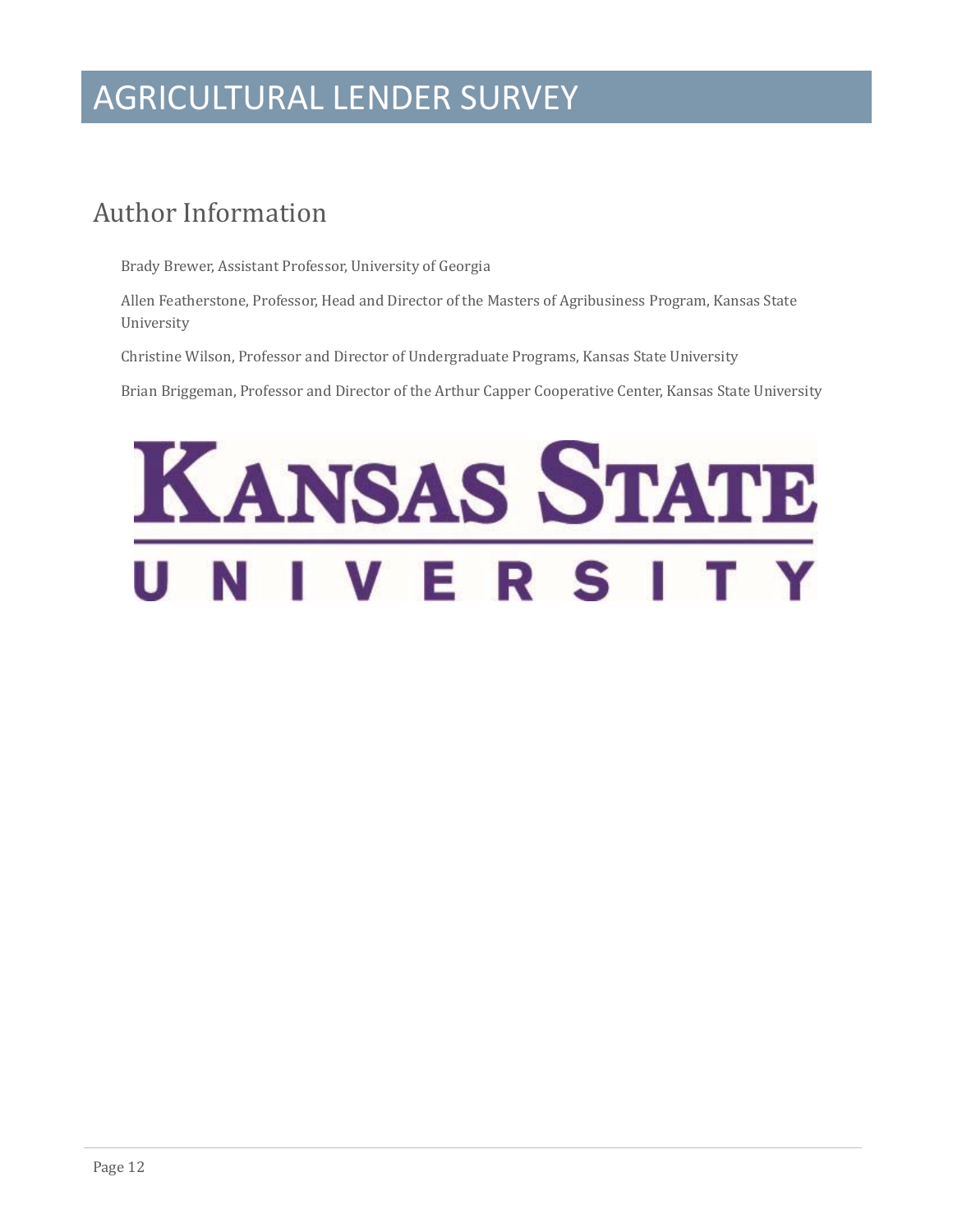# AGRICULTURAL LENDER SURVEY

## Author Information

Brady Brewer, Assistant Professor, University of Georgia

Allen Featherstone, Professor, Head and Director of the Masters of Agribusiness Program, Kansas State University

Christine Wilson, Professor and Director of Undergraduate Programs, Kansas State University

Brian Briggeman, Professor and Director of the Arthur Capper Cooperative Center, Kansas State University

KANSAS STATE UNIVERSITY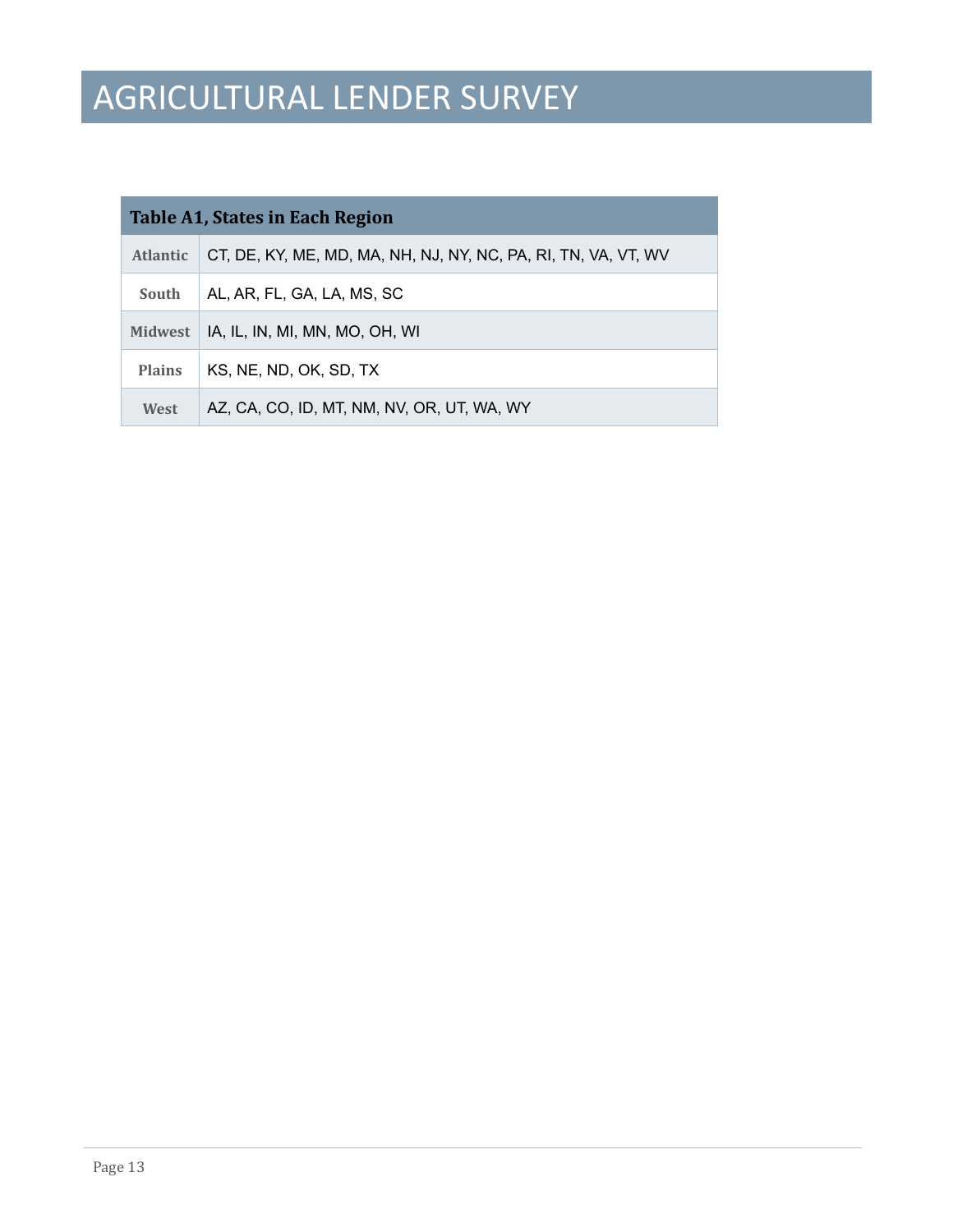# AGRICULTURAL LENDER SURVEY

| Table A1, States in Each Region | |
|---|---|
| **Atlantic** | CT, DE, KY, ME, MD, MA, NH, NJ, NY, NC, PA, RI, TN, VA, VT, WV |
| **South** | AL, AR, FL, GA, LA, MS, SC |
| **Midwest** | IA, IL, IN, MI, MN, MO, OH, WI |
| **Plains** | KS, NE, ND, OK, SD, TX |
| **West** | AZ, CA, CO, ID, MT, NM, NV, OR, UT, WA, WY |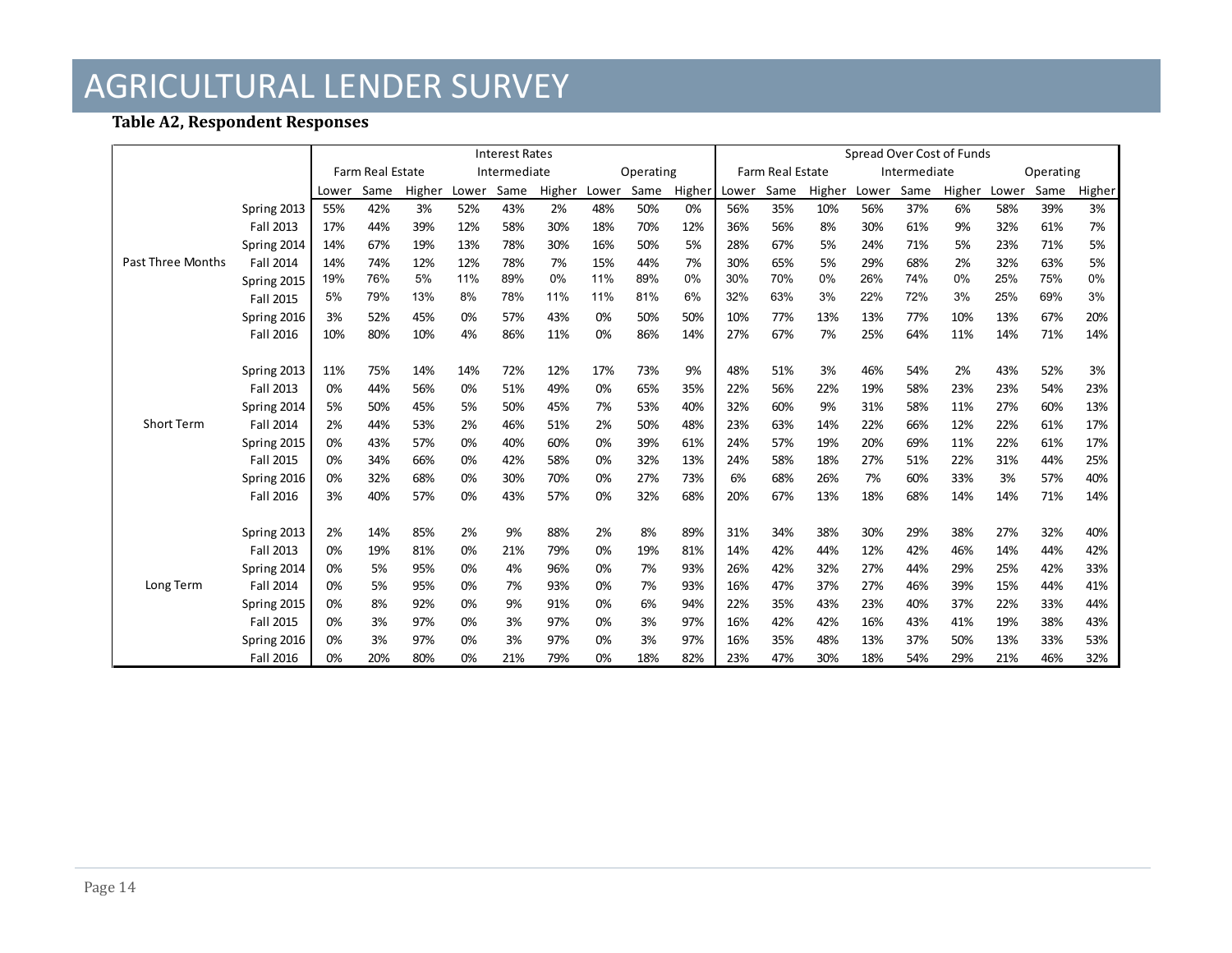# AGRICULTURAL LENDER SURVEY

**Table A2, Respondent Responses**

| | | Interest Rates | | | | | | | | | Spread Over Cost of Funds | | | | | | | | |
|---|---|---|---|---|---|---|---|---|---|---|---|---|---|---|---|---|---|---|---|
| | | Farm Real Estate | | | Intermediate | | | Operating | | | Farm Real Estate | | | Intermediate | | | Operating | | |
| | | Lower | Same | Higher | Lower | Same | Higher | Lower | Same | Higher | Lower | Same | Higher | Lower | Same | Higher | Lower | Same | Higher |
| Past Three Months | Spring 2013 | 55% | 42% | 3% | 52% | 43% | 2% | 48% | 50% | 0% | 56% | 35% | 10% | 56% | 37% | 6% | 58% | 39% | 3% |
| | Fall 2013 | 17% | 44% | 39% | 12% | 58% | 30% | 18% | 70% | 12% | 36% | 56% | 8% | 30% | 61% | 9% | 32% | 61% | 7% |
| | Spring 2014 | 14% | 67% | 19% | 13% | 78% | 30% | 16% | 50% | 5% | 28% | 67% | 5% | 24% | 71% | 5% | 23% | 71% | 5% |
| | Fall 2014 | 14% | 74% | 12% | 12% | 78% | 7% | 15% | 44% | 7% | 30% | 65% | 5% | 29% | 68% | 2% | 32% | 63% | 5% |
| | Spring 2015 | 19% | 76% | 5% | 11% | 89% | 0% | 11% | 89% | 0% | 30% | 70% | 0% | 26% | 74% | 0% | 25% | 75% | 0% |
| | Fall 2015 | 5% | 79% | 13% | 8% | 78% | 11% | 11% | 81% | 6% | 32% | 63% | 3% | 22% | 72% | 3% | 25% | 69% | 3% |
| | Spring 2016 | 3% | 52% | 45% | 0% | 57% | 43% | 0% | 50% | 50% | 10% | 77% | 13% | 13% | 77% | 10% | 13% | 67% | 20% |
| | Fall 2016 | 10% | 80% | 10% | 4% | 86% | 11% | 0% | 86% | 14% | 27% | 67% | 7% | 25% | 64% | 11% | 14% | 71% | 14% |
| Short Term | Spring 2013 | 11% | 75% | 14% | 14% | 72% | 12% | 17% | 73% | 9% | 48% | 51% | 3% | 46% | 54% | 2% | 43% | 52% | 3% |
| | Fall 2013 | 0% | 44% | 56% | 0% | 51% | 49% | 0% | 65% | 35% | 22% | 56% | 22% | 19% | 58% | 23% | 23% | 54% | 23% |
| | Spring 2014 | 5% | 50% | 45% | 5% | 50% | 45% | 7% | 53% | 40% | 32% | 60% | 9% | 31% | 58% | 11% | 27% | 60% | 13% |
| | Fall 2014 | 2% | 44% | 53% | 2% | 46% | 51% | 2% | 50% | 48% | 23% | 63% | 14% | 22% | 66% | 12% | 22% | 61% | 17% |
| | Spring 2015 | 0% | 43% | 57% | 0% | 40% | 60% | 0% | 39% | 61% | 24% | 57% | 19% | 20% | 69% | 11% | 22% | 61% | 17% |
| | Fall 2015 | 0% | 34% | 66% | 0% | 42% | 58% | 0% | 32% | 13% | 24% | 58% | 18% | 27% | 51% | 22% | 31% | 44% | 25% |
| | Spring 2016 | 0% | 32% | 68% | 0% | 30% | 70% | 0% | 27% | 73% | 6% | 68% | 26% | 7% | 60% | 33% | 3% | 57% | 40% |
| | Fall 2016 | 3% | 40% | 57% | 0% | 43% | 57% | 0% | 32% | 68% | 20% | 67% | 13% | 18% | 68% | 14% | 14% | 71% | 14% |
| Long Term | Spring 2013 | 2% | 14% | 85% | 2% | 9% | 88% | 2% | 8% | 89% | 31% | 34% | 38% | 30% | 29% | 38% | 27% | 32% | 40% |
| | Fall 2013 | 0% | 19% | 81% | 0% | 21% | 79% | 0% | 19% | 81% | 14% | 42% | 44% | 12% | 42% | 46% | 14% | 44% | 42% |
| | Spring 2014 | 0% | 5% | 95% | 0% | 4% | 96% | 0% | 7% | 93% | 26% | 42% | 32% | 27% | 44% | 29% | 25% | 42% | 33% |
| | Fall 2014 | 0% | 5% | 95% | 0% | 7% | 93% | 0% | 7% | 93% | 16% | 47% | 37% | 27% | 46% | 39% | 15% | 44% | 41% |
| | Spring 2015 | 0% | 8% | 92% | 0% | 9% | 91% | 0% | 6% | 94% | 22% | 35% | 43% | 23% | 40% | 37% | 22% | 33% | 44% |
| | Fall 2015 | 0% | 3% | 97% | 0% | 3% | 97% | 0% | 3% | 97% | 16% | 42% | 42% | 16% | 43% | 41% | 19% | 38% | 43% |
| | Spring 2016 | 0% | 3% | 97% | 0% | 3% | 97% | 0% | 3% | 97% | 16% | 35% | 48% | 13% | 37% | 50% | 13% | 33% | 53% |
| | Fall 2016 | 0% | 20% | 80% | 0% | 21% | 79% | 0% | 18% | 82% | 23% | 47% | 30% | 18% | 54% | 29% | 21% | 46% | 32% |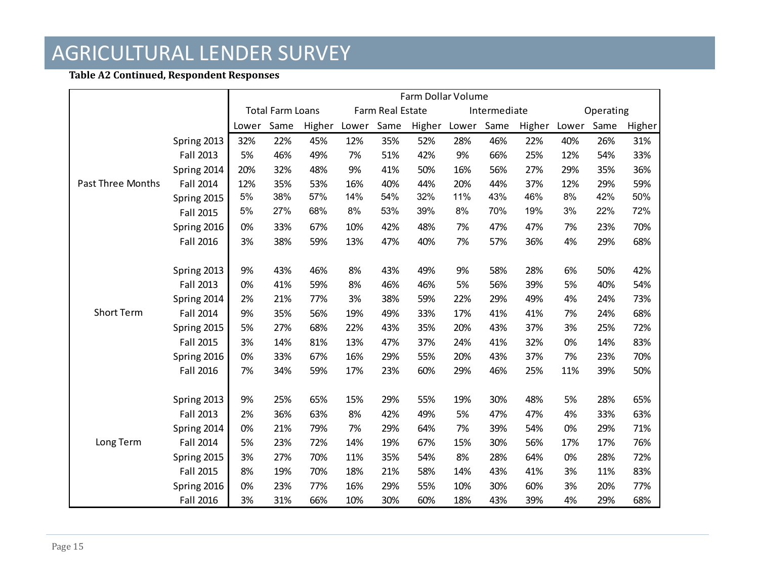# AGRICULTURAL LENDER SURVEY

**Table A2 Continued, Respondent Responses**

| | | Farm Dollar Volume | | | | | | | | | | | |
|---|---|---|---|---|---|---|---|---|---|---|---|---|---|
| | | Total Farm Loans | | | Farm Real Estate | | | Intermediate | | | Operating | | |
| | | Lower | Same | Higher | Lower | Same | Higher | Lower | Same | Higher | Lower | Same | Higher |
| Past Three Months | Spring 2013 | 32% | 22% | 45% | 12% | 35% | 52% | 28% | 46% | 22% | 40% | 26% | 31% |
| | Fall 2013 | 5% | 46% | 49% | 7% | 51% | 42% | 9% | 66% | 25% | 12% | 54% | 33% |
| | Spring 2014 | 20% | 32% | 48% | 9% | 41% | 50% | 16% | 56% | 27% | 29% | 35% | 36% |
| | Fall 2014 | 12% | 35% | 53% | 16% | 40% | 44% | 20% | 44% | 37% | 12% | 29% | 59% |
| | Spring 2015 | 5% | 38% | 57% | 14% | 54% | 32% | 11% | 43% | 46% | 8% | 42% | 50% |
| | Fall 2015 | 5% | 27% | 68% | 8% | 53% | 39% | 8% | 70% | 19% | 3% | 22% | 72% |
| | Spring 2016 | 0% | 33% | 67% | 10% | 42% | 48% | 7% | 47% | 47% | 7% | 23% | 70% |
| | Fall 2016 | 3% | 38% | 59% | 13% | 47% | 40% | 7% | 57% | 36% | 4% | 29% | 68% |
| Short Term | Spring 2013 | 9% | 43% | 46% | 8% | 43% | 49% | 9% | 58% | 28% | 6% | 50% | 42% |
| | Fall 2013 | 0% | 41% | 59% | 8% | 46% | 46% | 5% | 56% | 39% | 5% | 40% | 54% |
| | Spring 2014 | 2% | 21% | 77% | 3% | 38% | 59% | 22% | 29% | 49% | 4% | 24% | 73% |
| | Fall 2014 | 9% | 35% | 56% | 19% | 49% | 33% | 17% | 41% | 41% | 7% | 24% | 68% |
| | Spring 2015 | 5% | 27% | 68% | 22% | 43% | 35% | 20% | 43% | 37% | 3% | 25% | 72% |
| | Fall 2015 | 3% | 14% | 81% | 13% | 47% | 37% | 24% | 41% | 32% | 0% | 14% | 83% |
| | Spring 2016 | 0% | 33% | 67% | 16% | 29% | 55% | 20% | 43% | 37% | 7% | 23% | 70% |
| | Fall 2016 | 7% | 34% | 59% | 17% | 23% | 60% | 29% | 46% | 25% | 11% | 39% | 50% |
| Long Term | Spring 2013 | 9% | 25% | 65% | 15% | 29% | 55% | 19% | 30% | 48% | 5% | 28% | 65% |
| | Fall 2013 | 2% | 36% | 63% | 8% | 42% | 49% | 5% | 47% | 47% | 4% | 33% | 63% |
| | Spring 2014 | 0% | 21% | 79% | 7% | 29% | 64% | 7% | 39% | 54% | 0% | 29% | 71% |
| | Fall 2014 | 5% | 23% | 72% | 14% | 19% | 67% | 15% | 30% | 56% | 17% | 17% | 76% |
| | Spring 2015 | 3% | 27% | 70% | 11% | 35% | 54% | 8% | 28% | 64% | 0% | 28% | 72% |
| | Fall 2015 | 8% | 19% | 70% | 18% | 21% | 58% | 14% | 43% | 41% | 3% | 11% | 83% |
| | Spring 2016 | 0% | 23% | 77% | 16% | 29% | 55% | 10% | 30% | 60% | 3% | 20% | 77% |
| | Fall 2016 | 3% | 31% | 66% | 10% | 30% | 60% | 18% | 43% | 39% | 4% | 29% | 68% |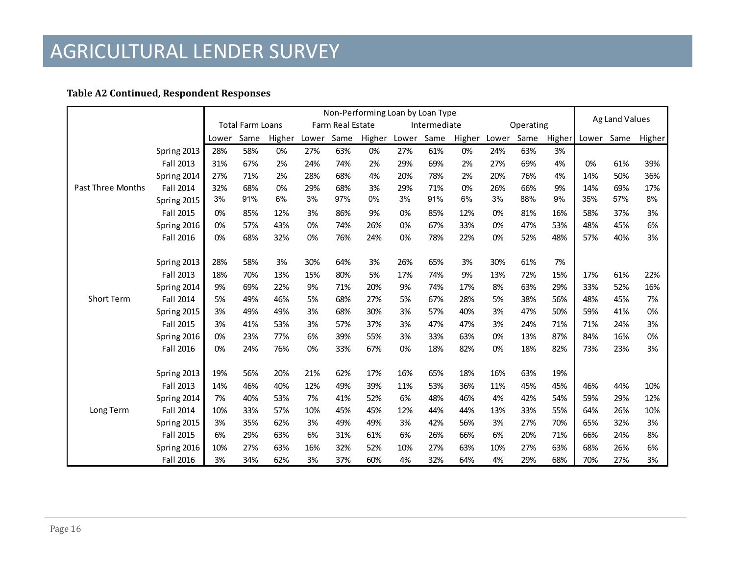# AGRICULTURAL LENDER SURVEY

**Table A2 Continued, Respondent Responses**

| | | Non-Performing Loan by Loan Type | | | | | | | | | | | | Ag Land Values | | |
|---|---|---|---|---|---|---|---|---|---|---|---|---|---|---|---|---|
| | | Total Farm Loans | | | Farm Real Estate | | | Intermediate | | | Operating | | | | | |
| | | Lower | Same | Higher | Lower | Same | Higher | Lower | Same | Higher | Lower | Same | Higher | Lower | Same | Higher |
| Past Three Months | Spring 2013 | 28% | 58% | 0% | 27% | 63% | 0% | 27% | 61% | 0% | 24% | 63% | 3% | | | |
| | Fall 2013 | 31% | 67% | 2% | 24% | 74% | 2% | 29% | 69% | 2% | 27% | 69% | 4% | 0% | 61% | 39% |
| | Spring 2014 | 27% | 71% | 2% | 28% | 68% | 4% | 20% | 78% | 2% | 20% | 76% | 4% | 14% | 50% | 36% |
| | Fall 2014 | 32% | 68% | 0% | 29% | 68% | 3% | 29% | 71% | 0% | 26% | 66% | 9% | 14% | 69% | 17% |
| | Spring 2015 | 3% | 91% | 6% | 3% | 97% | 0% | 3% | 91% | 6% | 3% | 88% | 9% | 35% | 57% | 8% |
| | Fall 2015 | 0% | 85% | 12% | 3% | 86% | 9% | 0% | 85% | 12% | 0% | 81% | 16% | 58% | 37% | 3% |
| | Spring 2016 | 0% | 57% | 43% | 0% | 74% | 26% | 0% | 67% | 33% | 0% | 47% | 53% | 48% | 45% | 6% |
| | Fall 2016 | 0% | 68% | 32% | 0% | 76% | 24% | 0% | 78% | 22% | 0% | 52% | 48% | 57% | 40% | 3% |
| Short Term | Spring 2013 | 28% | 58% | 3% | 30% | 64% | 3% | 26% | 65% | 3% | 30% | 61% | 7% | | | |
| | Fall 2013 | 18% | 70% | 13% | 15% | 80% | 5% | 17% | 74% | 9% | 13% | 72% | 15% | 17% | 61% | 22% |
| | Spring 2014 | 9% | 69% | 22% | 9% | 71% | 20% | 9% | 74% | 17% | 8% | 63% | 29% | 33% | 52% | 16% |
| | Fall 2014 | 5% | 49% | 46% | 5% | 68% | 27% | 5% | 67% | 28% | 5% | 38% | 56% | 48% | 45% | 7% |
| | Spring 2015 | 3% | 49% | 49% | 3% | 68% | 30% | 3% | 57% | 40% | 3% | 47% | 50% | 59% | 41% | 0% |
| | Fall 2015 | 3% | 41% | 53% | 3% | 57% | 37% | 3% | 47% | 47% | 3% | 24% | 71% | 71% | 24% | 3% |
| | Spring 2016 | 0% | 23% | 77% | 6% | 39% | 55% | 3% | 33% | 63% | 0% | 13% | 87% | 84% | 16% | 0% |
| | Fall 2016 | 0% | 24% | 76% | 0% | 33% | 67% | 0% | 18% | 82% | 0% | 18% | 82% | 73% | 23% | 3% |
| Long Term | Spring 2013 | 19% | 56% | 20% | 21% | 62% | 17% | 16% | 65% | 18% | 16% | 63% | 19% | | | |
| | Fall 2013 | 14% | 46% | 40% | 12% | 49% | 39% | 11% | 53% | 36% | 11% | 45% | 45% | 46% | 44% | 10% |
| | Spring 2014 | 7% | 40% | 53% | 7% | 41% | 52% | 6% | 48% | 46% | 4% | 42% | 54% | 59% | 29% | 12% |
| | Fall 2014 | 10% | 33% | 57% | 10% | 45% | 45% | 12% | 44% | 44% | 13% | 33% | 55% | 64% | 26% | 10% |
| | Spring 2015 | 3% | 35% | 62% | 3% | 49% | 49% | 3% | 42% | 56% | 3% | 27% | 70% | 65% | 32% | 3% |
| | Fall 2015 | 6% | 29% | 63% | 6% | 31% | 61% | 6% | 26% | 66% | 6% | 20% | 71% | 66% | 24% | 8% |
| | Spring 2016 | 10% | 27% | 63% | 16% | 32% | 52% | 10% | 27% | 63% | 10% | 27% | 63% | 68% | 26% | 6% |
| | Fall 2016 | 3% | 34% | 62% | 3% | 37% | 60% | 4% | 32% | 64% | 4% | 29% | 68% | 70% | 27% | 3% |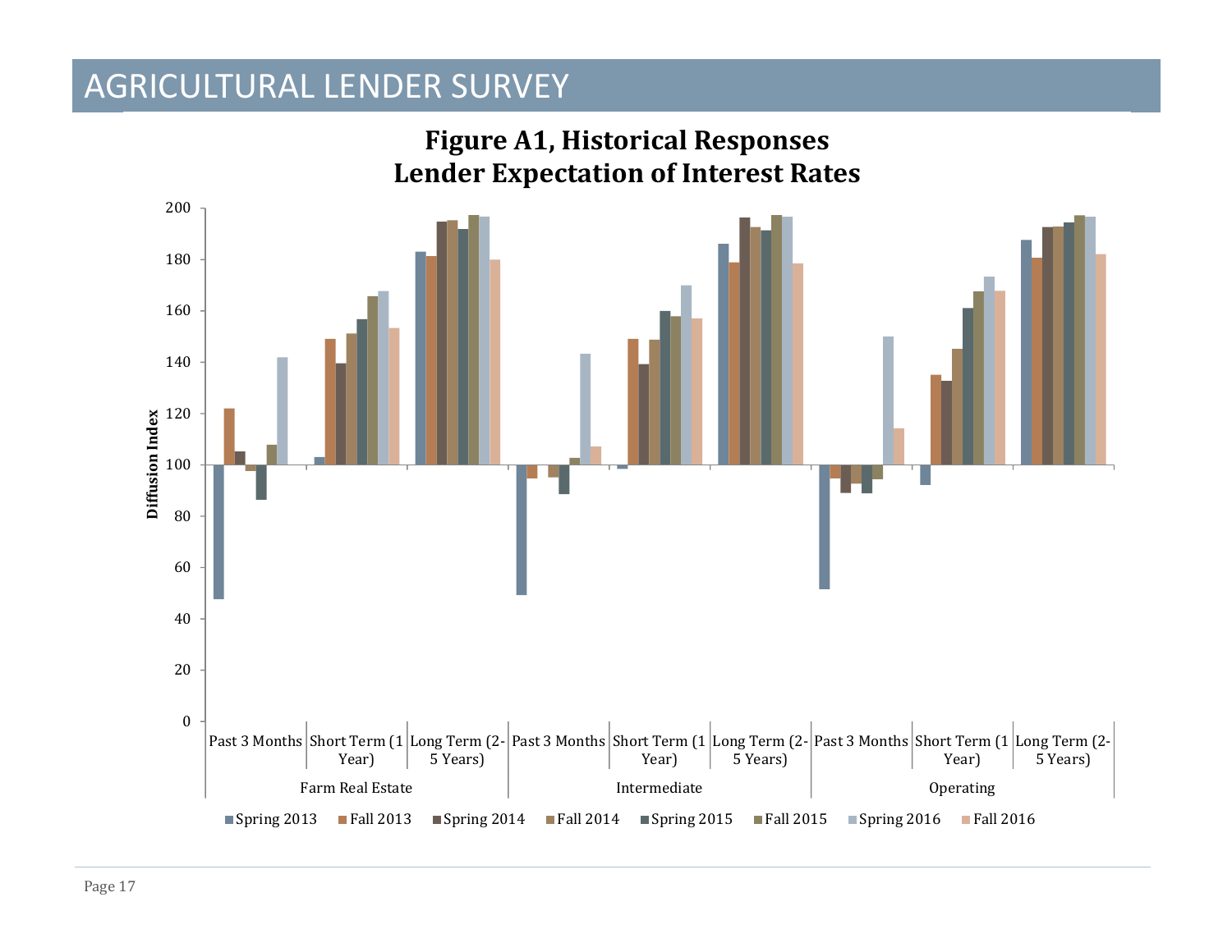# AGRICULTURAL LENDER SURVEY

**Figure A1, Historical Responses**
**Lender Expectation of Interest Rates**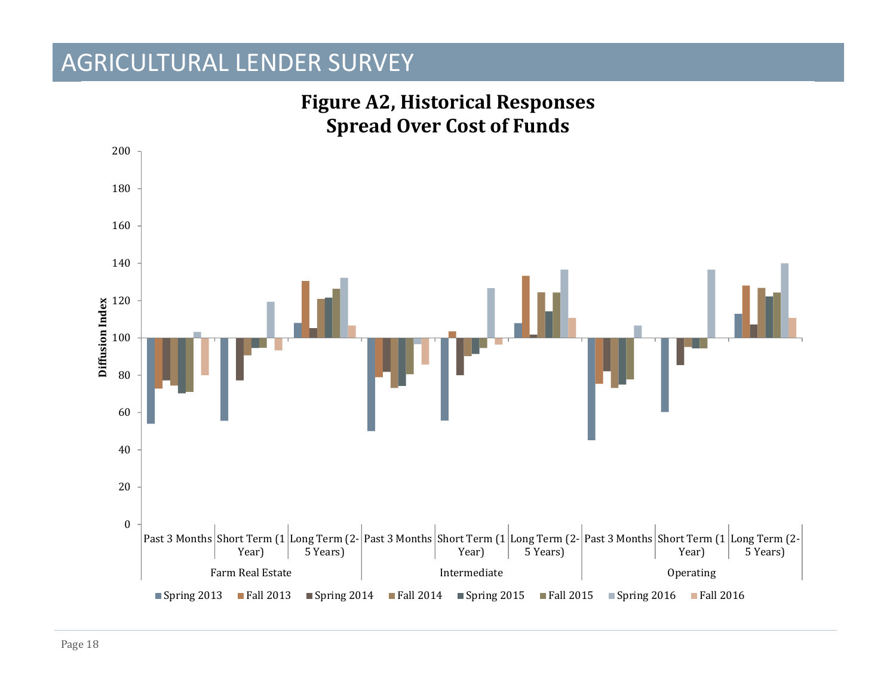# AGRICULTURAL LENDER SURVEY

**Figure A2, Historical Responses**
**Spread Over Cost of Funds**

Diffusion Index

200
180
160
140
120
100
80
60
40
20
0

| Farm Real Estate | | | Intermediate | | | Operating | | |
|---|---|---|---|---|---|---|---|---|
| Past 3 Months | Short Term (1 Year) | Long Term (2-5 Years) | Past 3 Months | Short Term (1 Year) | Long Term (2-5 Years) | Past 3 Months | Short Term (1 Year) | Long Term (2-5 Years) |

■ Spring 2013 ■ Fall 2013 ■ Spring 2014 ■ Fall 2014 ■ Spring 2015 ■ Fall 2015 ■ Spring 2016 ■ Fall 2016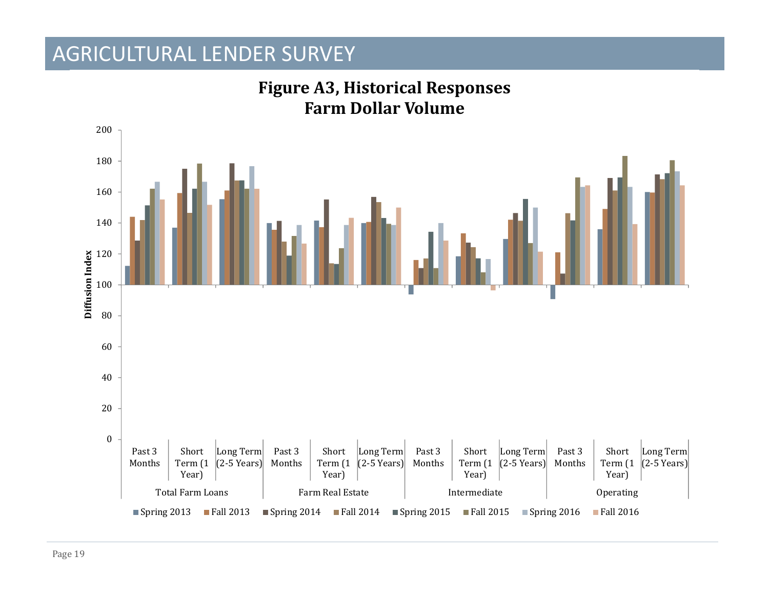# AGRICULTURAL LENDER SURVEY

**Figure A3, Historical Responses**
**Farm Dollar Volume**

Diffusion Index (0–200)

Categories: Total Farm Loans (Past 3 Months, Short Term (1 Year), Long Term (2-5 Years)); Farm Real Estate (Past 3 Months, Short Term (1 Year), Long Term (2-5 Years)); Intermediate (Past 3 Months, Short Term (1 Year), Long Term (2-5 Years)); Operating (Past 3 Months, Short Term (1 Year), Long Term (2-5 Years))

Legend: Spring 2013, Fall 2013, Spring 2014, Fall 2014, Spring 2015, Fall 2015, Spring 2016, Fall 2016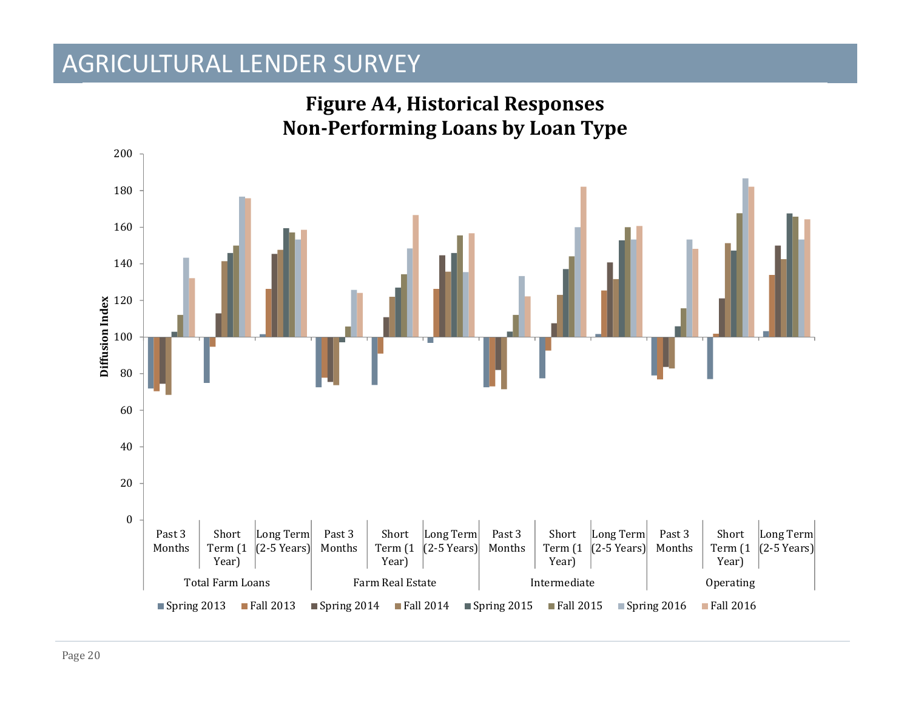# AGRICULTURAL LENDER SURVEY

**Figure A4, Historical Responses**
**Non-Performing Loans by Loan Type**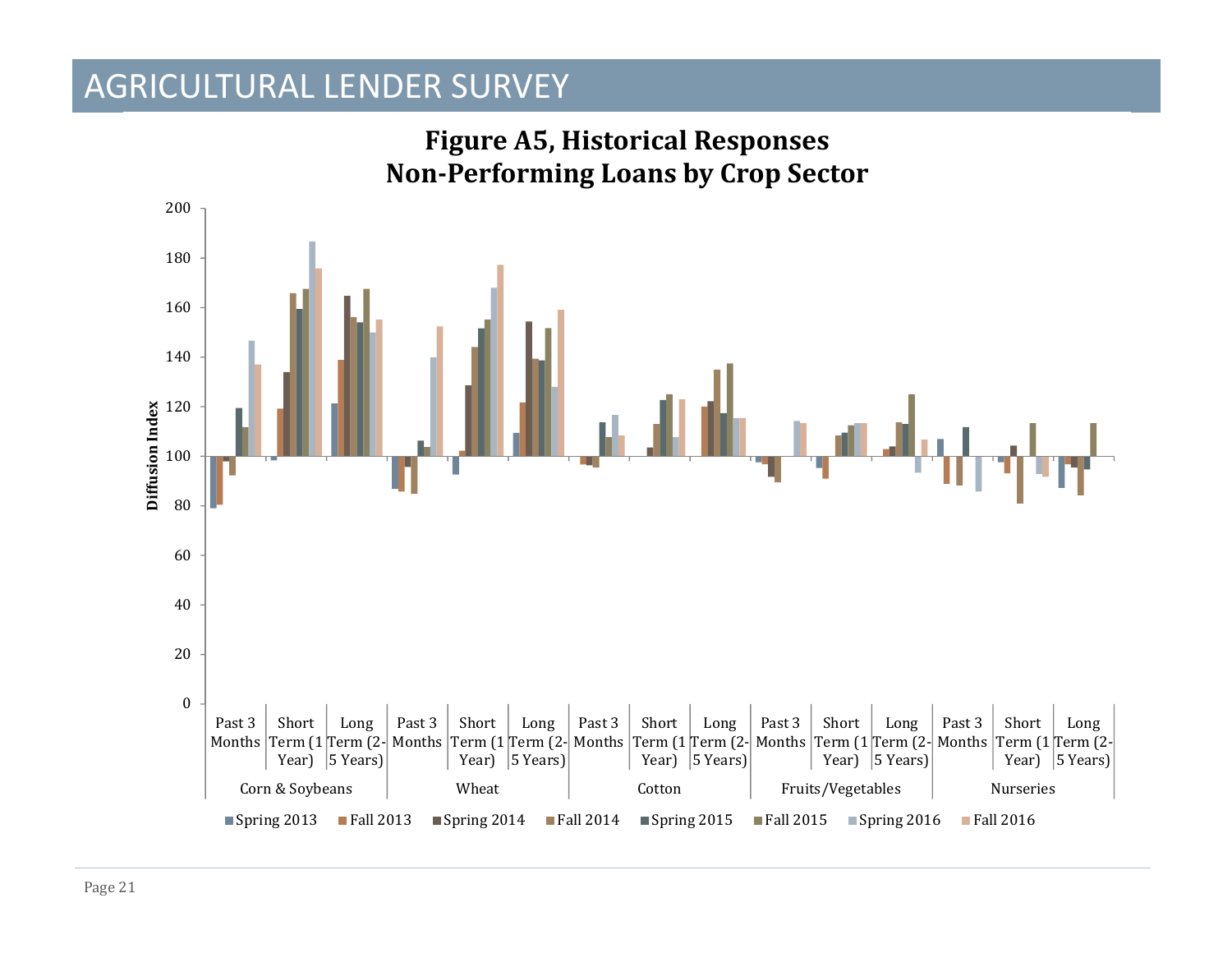# AGRICULTURAL LENDER SURVEY

**Figure A5, Historical Responses**
**Non-Performing Loans by Crop Sector**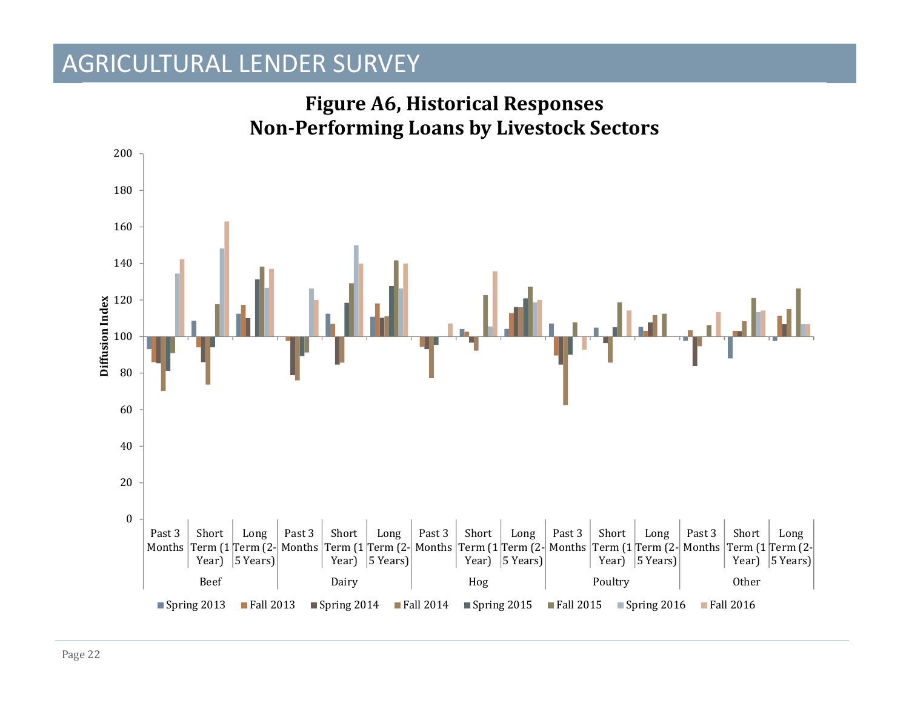# AGRICULTURAL LENDER SURVEY

**Figure A6, Historical Responses**
**Non-Performing Loans by Livestock Sectors**

Diffusion Index

Beef: Past 3 Months | Short Term (1 Year) | Long Term (2-5 Years)
Dairy: Past 3 Months | Short Term (1 Year) | Long Term (2-5 Years)
Hog: Past 3 Months | Short Term (1 Year) | Long Term (2-5 Years)
Poultry: Past 3 Months | Short Term (1 Year) | Long Term (2-5 Years)
Other: Past 3 Months | Short Term (1 Year) | Long Term (2-5 Years)

Spring 2013 · Fall 2013 · Spring 2014 · Fall 2014 · Spring 2015 · Fall 2015 · Spring 2016 · Fall 2016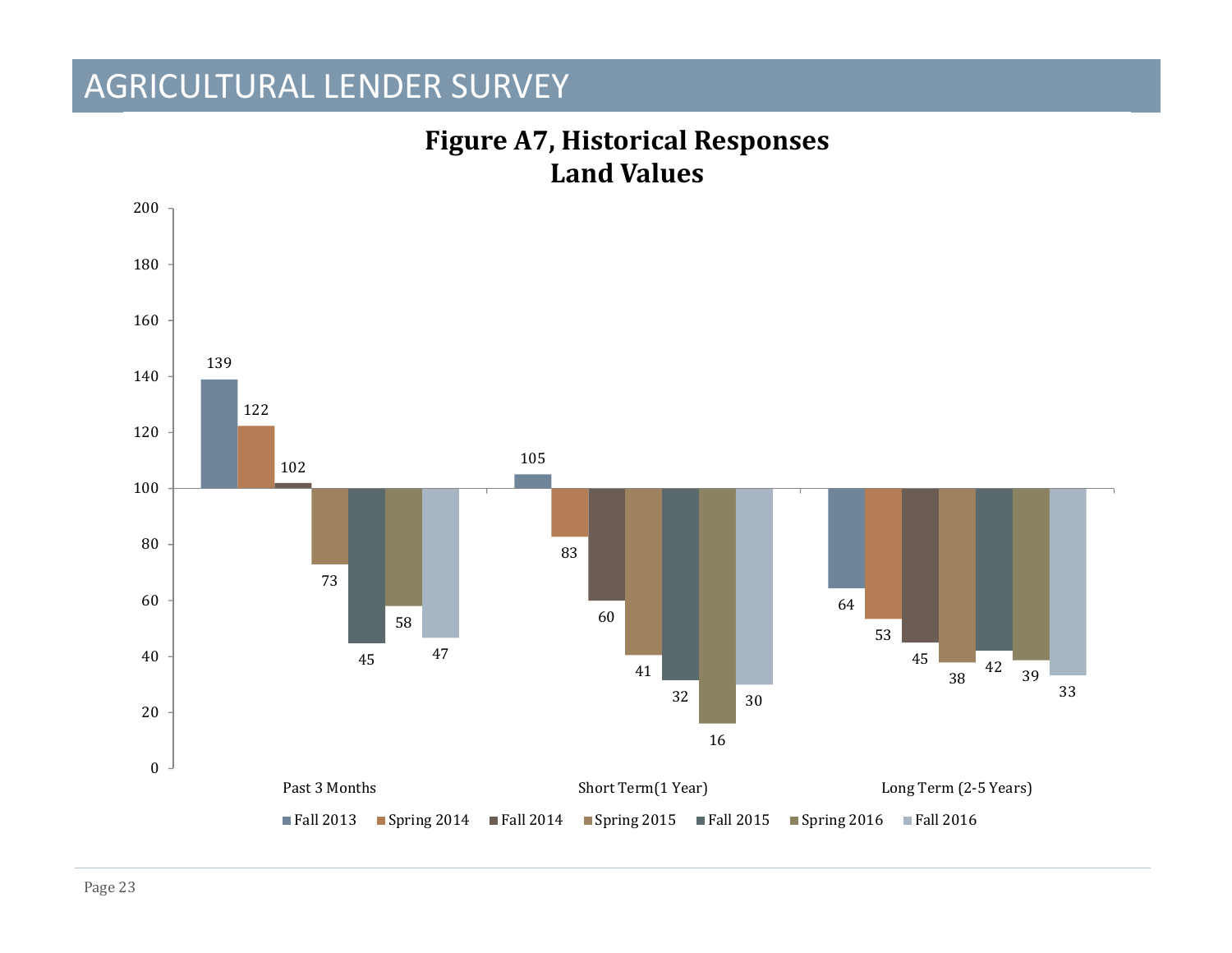# AGRICULTURAL LENDER SURVEY

**Figure A7, Historical Responses**
**Land Values**

200
180
160
140
120
100
80
60
40
20
0

139
122
102
73
45
58
47

105
83
60
41
32
16
30

64
53
45
38
42
39
33

Past 3 Months
Short Term(1 Year)
Long Term (2-5 Years)

Fall 2013, Spring 2014, Fall 2014, Spring 2015, Fall 2015, Spring 2016, Fall 2016